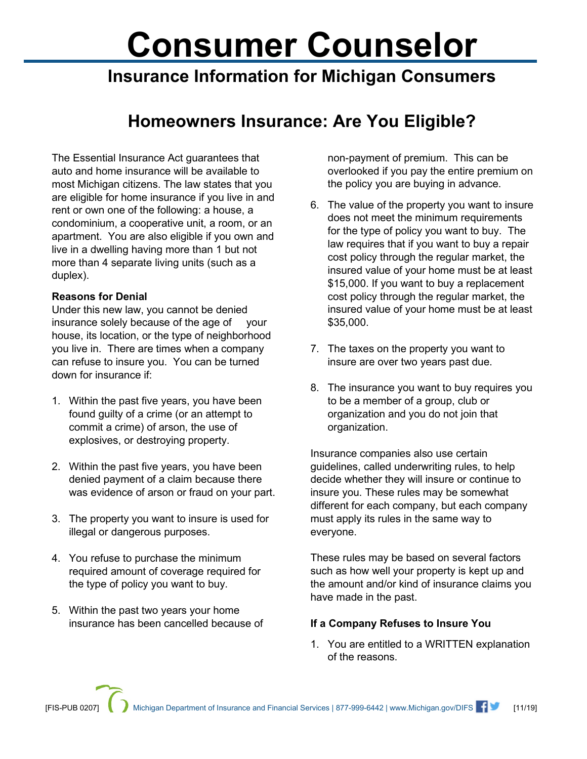# Consumer Counselor

## Insurance Information for Michigan Consumers

## Homeowners Insurance: Are You Eligible?

The Essential Insurance Act guarantees that auto and home insurance will be available to most Michigan citizens. The law states that you are eligible for home insurance if you live in and rent or own one of the following: a house, a condominium, a cooperative unit, a room, or an apartment. You are also eligible if you own and live in a dwelling having more than 1 but not more than 4 separate living units (such as a duplex).

**Reasons for Denial**

Under this new law, you cannot be denied insurance solely because of the age of your house, its location, or the type of neighborhood you live in. There are times when a company can refuse to insure you. You can be turned down for insurance if:

1. Within the past five years, you have been found guilty of a crime (or an attempt to commit a crime) of arson, the use of explosives, or destroying property.
2. Within the past five years, you have been denied payment of a claim because there was evidence of arson or fraud on your part.
3. The property you want to insure is used for illegal or dangerous purposes.
4. You refuse to purchase the minimum required amount of coverage required for the type of policy you want to buy.
5. Within the past two years your home insurance has been cancelled because of non-payment of premium. This can be overlooked if you pay the entire premium on the policy you are buying in advance.
6. The value of the property you want to insure does not meet the minimum requirements for the type of policy you want to buy. The law requires that if you want to buy a repair cost policy through the regular market, the insured value of your home must be at least $15,000. If you want to buy a replacement cost policy through the regular market, the insured value of your home must be at least $35,000.
7. The taxes on the property you want to insure are over two years past due.
8. The insurance you want to buy requires you to be a member of a group, club or organization and you do not join that organization.

Insurance companies also use certain guidelines, called underwriting rules, to help decide whether they will insure or continue to insure you. These rules may be somewhat different for each company, but each company must apply its rules in the same way to everyone.

These rules may be based on several factors such as how well your property is kept up and the amount and/or kind of insurance claims you have made in the past.

**If a Company Refuses to Insure You**

1. You are entitled to a WRITTEN explanation of the reasons.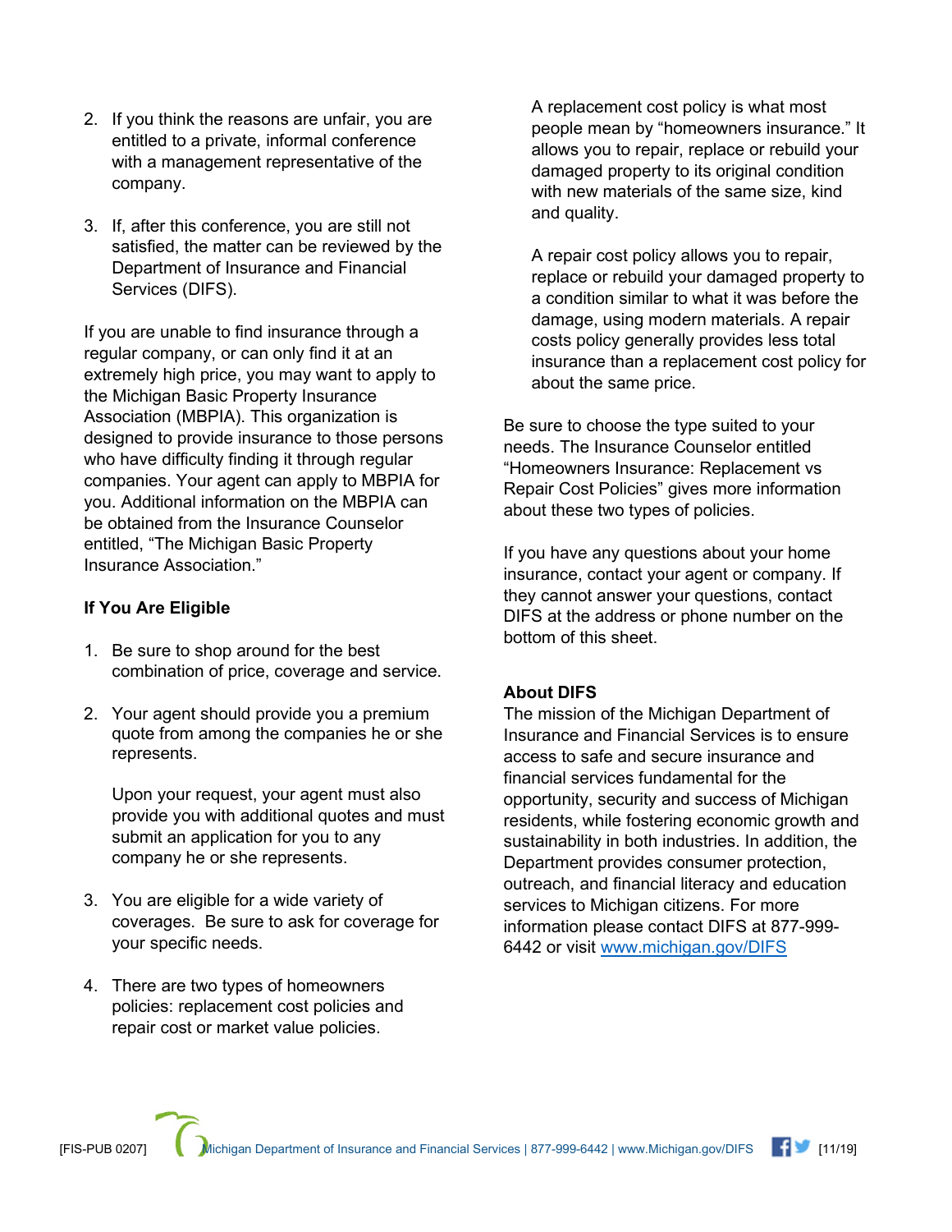2. If you think the reasons are unfair, you are entitled to a private, informal conference with a management representative of the company.

3. If, after this conference, you are still not satisfied, the matter can be reviewed by the Department of Insurance and Financial Services (DIFS).

If you are unable to find insurance through a regular company, or can only find it at an extremely high price, you may want to apply to the Michigan Basic Property Insurance Association (MBPIA). This organization is designed to provide insurance to those persons who have difficulty finding it through regular companies. Your agent can apply to MBPIA for you. Additional information on the MBPIA can be obtained from the Insurance Counselor entitled, "The Michigan Basic Property Insurance Association."

**If You Are Eligible**

1. Be sure to shop around for the best combination of price, coverage and service.

2. Your agent should provide you a premium quote from among the companies he or she represents.

   Upon your request, your agent must also provide you with additional quotes and must submit an application for you to any company he or she represents.

3. You are eligible for a wide variety of coverages. Be sure to ask for coverage for your specific needs.

4. There are two types of homeowners policies: replacement cost policies and repair cost or market value policies.

   A replacement cost policy is what most people mean by "homeowners insurance." It allows you to repair, replace or rebuild your damaged property to its original condition with new materials of the same size, kind and quality.

   A repair cost policy allows you to repair, replace or rebuild your damaged property to a condition similar to what it was before the damage, using modern materials. A repair costs policy generally provides less total insurance than a replacement cost policy for about the same price.

Be sure to choose the type suited to your needs. The Insurance Counselor entitled "Homeowners Insurance: Replacement vs Repair Cost Policies" gives more information about these two types of policies.

If you have any questions about your home insurance, contact your agent or company. If they cannot answer your questions, contact DIFS at the address or phone number on the bottom of this sheet.

**About DIFS**

The mission of the Michigan Department of Insurance and Financial Services is to ensure access to safe and secure insurance and financial services fundamental for the opportunity, security and success of Michigan residents, while fostering economic growth and sustainability in both industries. In addition, the Department provides consumer protection, outreach, and financial literacy and education services to Michigan citizens. For more information please contact DIFS at 877-999-6442 or visit [www.michigan.gov/DIFS](http://www.michigan.gov/DIFS)